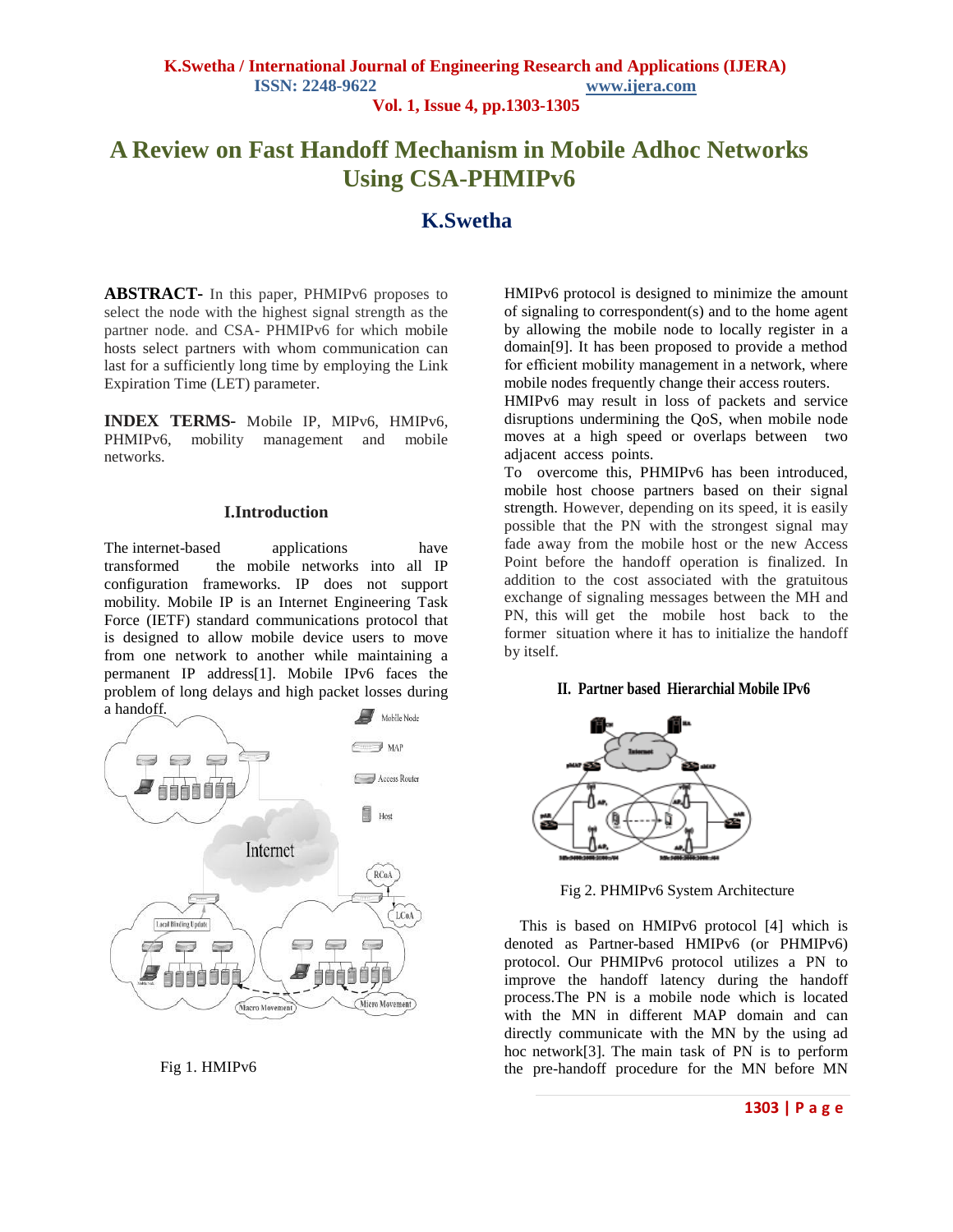# A Review on Fast Handoff Mechanism in Mobile Adhoc Networks Using CSA-PHMIPv6

## K.Swetha

**ABSTRACT-** In this paper, PHMIPv6 proposes to select the node with the highest signal strength as the partner node. and CSA- PHMIPv6 for which mobile hosts select partners with whom communication can last for a sufficiently long time by employing the Link Expiration Time (LET) parameter.

**INDEX TERMS-** Mobile IP, MIPv6, HMIPv6, PHMIPv6, mobility management and mobile networks.

### I.Introduction

The internet-based applications have transformed the mobile networks into all IP configuration frameworks. IP does not support mobility. Mobile IP is an Internet Engineering Task Force (IETF) standard communications protocol that is designed to allow mobile device users to move from one network to another while maintaining a permanent IP address[1]. Mobile IPv6 faces the problem of long delays and high packet losses during a handoff.

Fig 1. HMIPv6

HMIPv6 protocol is designed to minimize the amount of signaling to correspondent(s) and to the home agent by allowing the mobile node to locally register in a domain[9]. It has been proposed to provide a method for efficient mobility management in a network, where mobile nodes frequently change their access routers.

HMIPv6 may result in loss of packets and service disruptions undermining the QoS, when mobile node moves at a high speed or overlaps between two adjacent access points.

To overcome this, PHMIPv6 has been introduced, mobile host choose partners based on their signal strength. However, depending on its speed, it is easily possible that the PN with the strongest signal may fade away from the mobile host or the new Access Point before the handoff operation is finalized. In addition to the cost associated with the gratuitous exchange of signaling messages between the MH and PN, this will get the mobile host back to the former situation where it has to initialize the handoff by itself.

### II. Partner based Hierarchial Mobile IPv6

Fig 2. PHMIPv6 System Architecture

This is based on HMIPv6 protocol [4] which is denoted as Partner-based HMIPv6 (or PHMIPv6) protocol. Our PHMIPv6 protocol utilizes a PN to improve the handoff latency during the handoff process.The PN is a mobile node which is located with the MN in different MAP domain and can directly communicate with the MN by the using ad hoc network[3]. The main task of PN is to perform the pre-handoff procedure for the MN before MN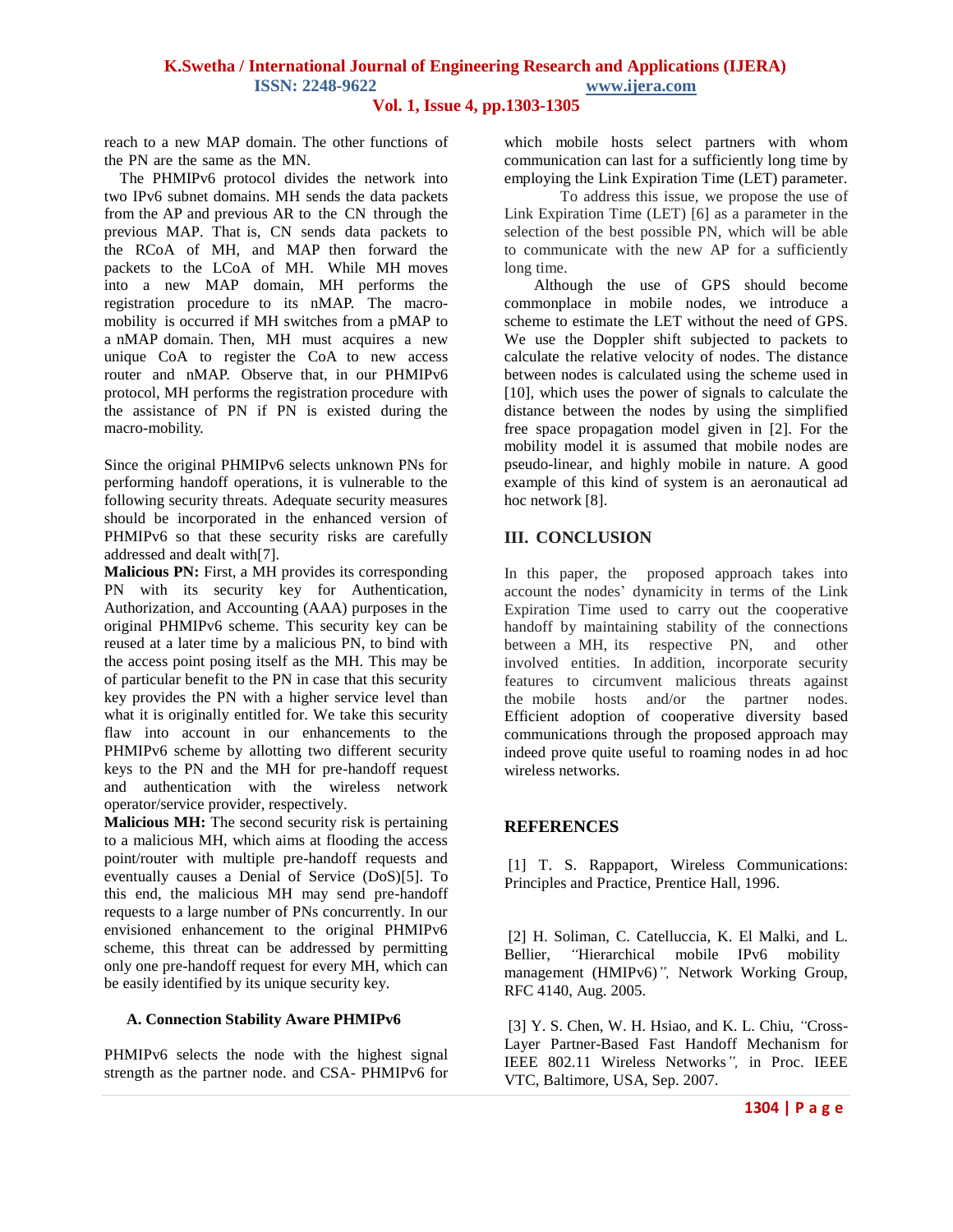reach to a new MAP domain. The other functions of the PN are the same as the MN.

The PHMIPv6 protocol divides the network into two IPv6 subnet domains. MH sends the data packets from the AP and previous AR to the CN through the previous MAP. That is, CN sends data packets to the RCoA of MH, and MAP then forward the packets to the LCoA of MH. While MH moves into a new MAP domain, MH performs the registration procedure to its nMAP. The macro-mobility is occurred if MH switches from a pMAP to a nMAP domain. Then, MH must acquires a new unique CoA to register the CoA to new access router and nMAP. Observe that, in our PHMIPv6 protocol, MH performs the registration procedure with the assistance of PN if PN is existed during the macro-mobility.

Since the original PHMIPv6 selects unknown PNs for performing handoff operations, it is vulnerable to the following security threats. Adequate security measures should be incorporated in the enhanced version of PHMIPv6 so that these security risks are carefully addressed and dealt with[7].

**Malicious PN:** First, a MH provides its corresponding PN with its security key for Authentication, Authorization, and Accounting (AAA) purposes in the original PHMIPv6 scheme. This security key can be reused at a later time by a malicious PN, to bind with the access point posing itself as the MH. This may be of particular benefit to the PN in case that this security key provides the PN with a higher service level than what it is originally entitled for. We take this security flaw into account in our enhancements to the PHMIPv6 scheme by allotting two different security keys to the PN and the MH for pre-handoff request and authentication with the wireless network operator/service provider, respectively.

**Malicious MH:** The second security risk is pertaining to a malicious MH, which aims at flooding the access point/router with multiple pre-handoff requests and eventually causes a Denial of Service (DoS)[5]. To this end, the malicious MH may send pre-handoff requests to a large number of PNs concurrently. In our envisioned enhancement to the original PHMIPv6 scheme, this threat can be addressed by permitting only one pre-handoff request for every MH, which can be easily identified by its unique security key.

### A. Connection Stability Aware PHMIPv6

PHMIPv6 selects the node with the highest signal strength as the partner node. and CSA- PHMIPv6 for which mobile hosts select partners with whom communication can last for a sufficiently long time by employing the Link Expiration Time (LET) parameter.

To address this issue, we propose the use of Link Expiration Time (LET) [6] as a parameter in the selection of the best possible PN, which will be able to communicate with the new AP for a sufficiently long time.

Although the use of GPS should become commonplace in mobile nodes, we introduce a scheme to estimate the LET without the need of GPS. We use the Doppler shift subjected to packets to calculate the relative velocity of nodes. The distance between nodes is calculated using the scheme used in [10], which uses the power of signals to calculate the distance between the nodes by using the simplified free space propagation model given in [2]. For the mobility model it is assumed that mobile nodes are pseudo-linear, and highly mobile in nature. A good example of this kind of system is an aeronautical ad hoc network [8].

## III. CONCLUSION

In this paper, the proposed approach takes into account the nodes' dynamicity in terms of the Link Expiration Time used to carry out the cooperative handoff by maintaining stability of the connections between a MH, its respective PN, and other involved entities. In addition, incorporate security features to circumvent malicious threats against the mobile hosts and/or the partner nodes. Efficient adoption of cooperative diversity based communications through the proposed approach may indeed prove quite useful to roaming nodes in ad hoc wireless networks.

## REFERENCES

[1] T. S. Rappaport, Wireless Communications: Principles and Practice, Prentice Hall, 1996.

[2] H. Soliman, C. Catelluccia, K. El Malki, and L. Bellier, *"*Hierarchical mobile IPv6 mobility management (HMIPv6)*",* Network Working Group, RFC 4140, Aug. 2005.

[3] Y. S. Chen, W. H. Hsiao, and K. L. Chiu, *"*Cross-Layer Partner-Based Fast Handoff Mechanism for IEEE 802.11 Wireless Networks*",* in Proc. IEEE VTC, Baltimore, USA, Sep. 2007.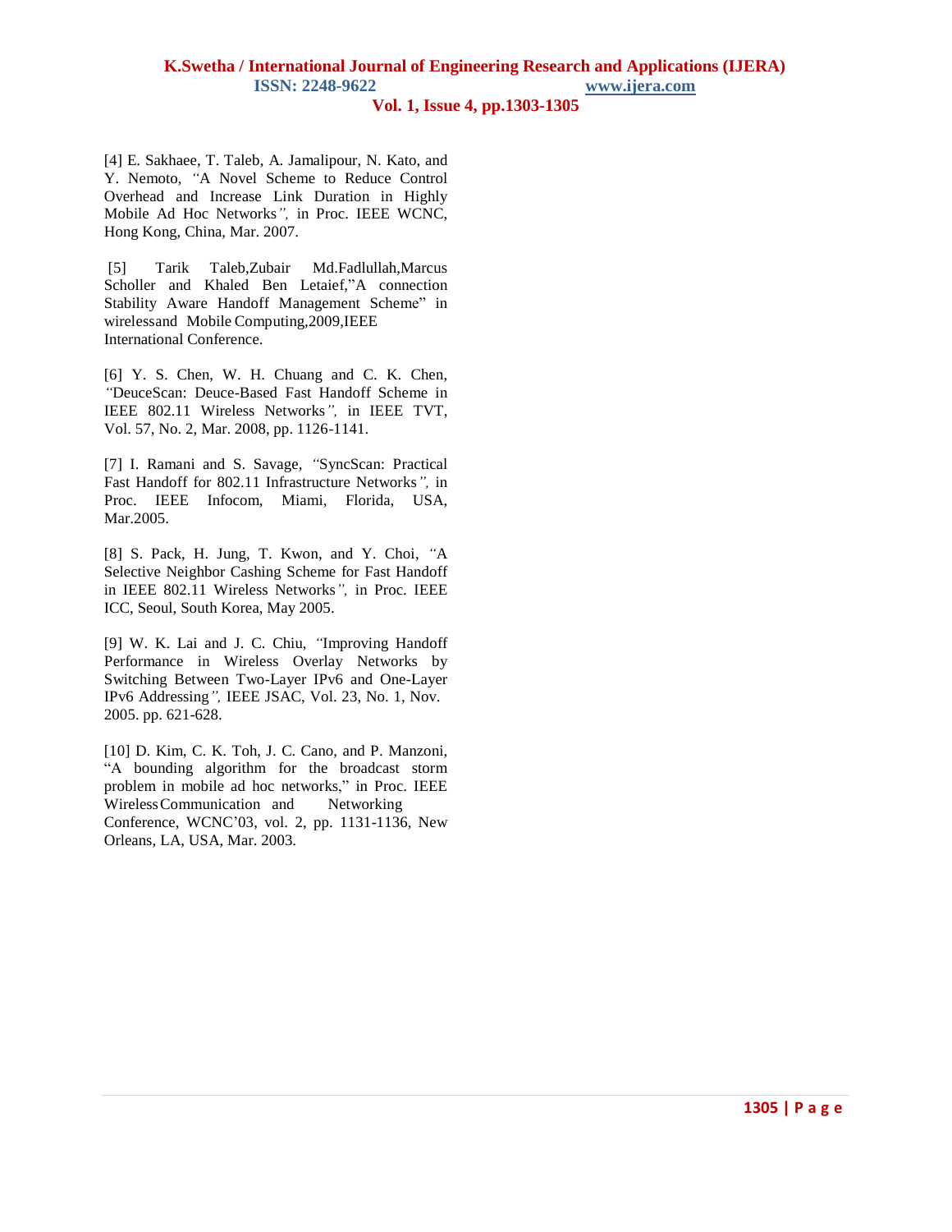[4] E. Sakhaee, T. Taleb, A. Jamalipour, N. Kato, and Y. Nemoto, *"*A Novel Scheme to Reduce Control Overhead and Increase Link Duration in Highly Mobile Ad Hoc Networks*",* in Proc. IEEE WCNC, Hong Kong, China, Mar. 2007.

[5] Tarik Taleb,Zubair Md.Fadlullah,Marcus Scholler and Khaled Ben Letaief,"A connection Stability Aware Handoff Management Scheme" in wirelessand Mobile Computing,2009,IEEE International Conference.

[6] Y. S. Chen, W. H. Chuang and C. K. Chen, *"*DeuceScan: Deuce-Based Fast Handoff Scheme in IEEE 802.11 Wireless Networks*",* in IEEE TVT, Vol. 57, No. 2, Mar. 2008, pp. 1126-1141.

[7] I. Ramani and S. Savage, *"*SyncScan: Practical Fast Handoff for 802.11 Infrastructure Networks*",* in Proc. IEEE Infocom, Miami, Florida, USA, Mar.2005.

[8] S. Pack, H. Jung, T. Kwon, and Y. Choi, *"*A Selective Neighbor Cashing Scheme for Fast Handoff in IEEE 802.11 Wireless Networks*",* in Proc. IEEE ICC, Seoul, South Korea, May 2005.

[9] W. K. Lai and J. C. Chiu, *"*Improving Handoff Performance in Wireless Overlay Networks by Switching Between Two-Layer IPv6 and One-Layer IPv6 Addressing*",* IEEE JSAC, Vol. 23, No. 1, Nov. 2005. pp. 621-628.

[10] D. Kim, C. K. Toh, J. C. Cano, and P. Manzoni, "A bounding algorithm for the broadcast storm problem in mobile ad hoc networks," in Proc. IEEE Wireless Communication and Networking Conference, WCNC'03, vol. 2, pp. 1131-1136, New Orleans, LA, USA, Mar. 2003.